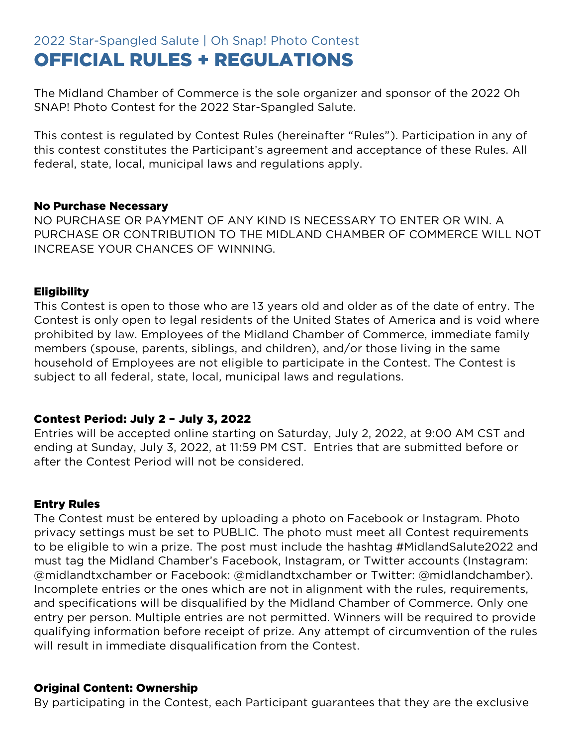2022 Star-Spangled Salute | Oh Snap! Photo Contest

# OFFICIAL RULES + REGULATIONS

The Midland Chamber of Commerce is the sole organizer and sponsor of the 2022 Oh SNAP! Photo Contest for the 2022 Star-Spangled Salute.

This contest is regulated by Contest Rules (hereinafter "Rules"). Participation in any of this contest constitutes the Participant's agreement and acceptance of these Rules. All federal, state, local, municipal laws and regulations apply.

### No Purchase Necessary

NO PURCHASE OR PAYMENT OF ANY KIND IS NECESSARY TO ENTER OR WIN. A PURCHASE OR CONTRIBUTION TO THE MIDLAND CHAMBER OF COMMERCE WILL NOT INCREASE YOUR CHANCES OF WINNING.

### Eligibility

This Contest is open to those who are 13 years old and older as of the date of entry. The Contest is only open to legal residents of the United States of America and is void where prohibited by law. Employees of the Midland Chamber of Commerce, immediate family members (spouse, parents, siblings, and children), and/or those living in the same household of Employees are not eligible to participate in the Contest. The Contest is subject to all federal, state, local, municipal laws and regulations.

### Contest Period: July 2 – July 3, 2022

Entries will be accepted online starting on Saturday, July 2, 2022, at 9:00 AM CST and ending at Sunday, July 3, 2022, at 11:59 PM CST. Entries that are submitted before or after the Contest Period will not be considered.

### Entry Rules

The Contest must be entered by uploading a photo on Facebook or Instagram. Photo privacy settings must be set to PUBLIC. The photo must meet all Contest requirements to be eligible to win a prize. The post must include the hashtag #MidlandSalute2022 and must tag the Midland Chamber's Facebook, Instagram, or Twitter accounts (Instagram: @midlandtxchamber or Facebook: @midlandtxchamber or Twitter: @midlandchamber). Incomplete entries or the ones which are not in alignment with the rules, requirements, and specifications will be disqualified by the Midland Chamber of Commerce. Only one entry per person. Multiple entries are not permitted. Winners will be required to provide qualifying information before receipt of prize. Any attempt of circumvention of the rules will result in immediate disqualification from the Contest.

### Original Content: Ownership

By participating in the Contest, each Participant guarantees that they are the exclusive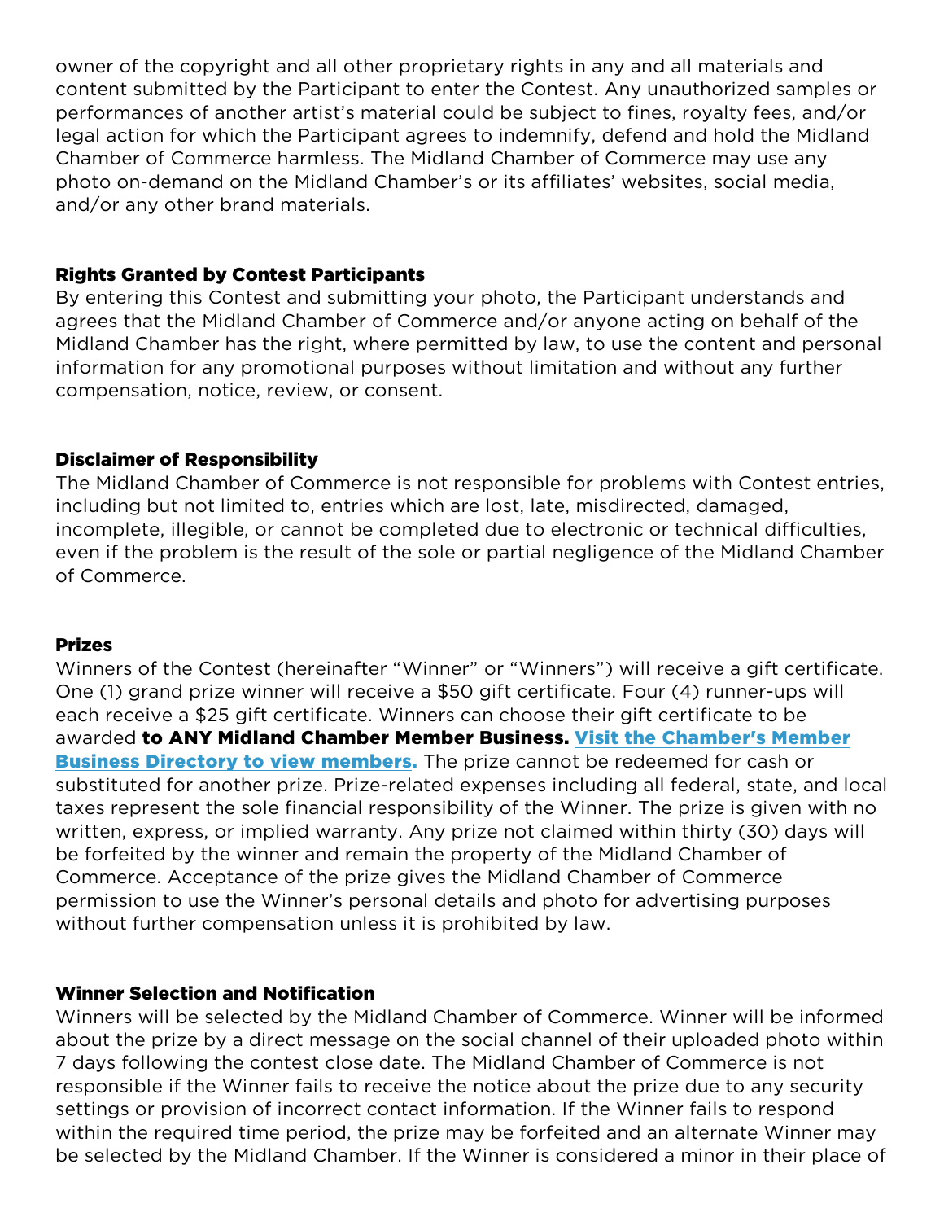owner of the copyright and all other proprietary rights in any and all materials and content submitted by the Participant to enter the Contest. Any unauthorized samples or performances of another artist's material could be subject to fines, royalty fees, and/or legal action for which the Participant agrees to indemnify, defend and hold the Midland Chamber of Commerce harmless. The Midland Chamber of Commerce may use any photo on-demand on the Midland Chamber's or its affiliates' websites, social media, and/or any other brand materials.

### Rights Granted by Contest Participants

By entering this Contest and submitting your photo, the Participant understands and agrees that the Midland Chamber of Commerce and/or anyone acting on behalf of the Midland Chamber has the right, where permitted by law, to use the content and personal information for any promotional purposes without limitation and without any further compensation, notice, review, or consent.

### Disclaimer of Responsibility

The Midland Chamber of Commerce is not responsible for problems with Contest entries, including but not limited to, entries which are lost, late, misdirected, damaged, incomplete, illegible, or cannot be completed due to electronic or technical difficulties, even if the problem is the result of the sole or partial negligence of the Midland Chamber of Commerce.

### Prizes

Winners of the Contest (hereinafter "Winner" or "Winners") will receive a gift certificate. One (1) grand prize winner will receive a $50 gift certificate. Four (4) runner-ups will each receive a $25 gift certificate. Winners can choose their gift certificate to be awarded **to ANY Midland Chamber Member Business.** **Visit the Chamber's Member Business Directory to view members.** The prize cannot be redeemed for cash or substituted for another prize. Prize-related expenses including all federal, state, and local taxes represent the sole financial responsibility of the Winner. The prize is given with no written, express, or implied warranty. Any prize not claimed within thirty (30) days will be forfeited by the winner and remain the property of the Midland Chamber of Commerce. Acceptance of the prize gives the Midland Chamber of Commerce permission to use the Winner's personal details and photo for advertising purposes without further compensation unless it is prohibited by law.

### Winner Selection and Notification

Winners will be selected by the Midland Chamber of Commerce. Winner will be informed about the prize by a direct message on the social channel of their uploaded photo within 7 days following the contest close date. The Midland Chamber of Commerce is not responsible if the Winner fails to receive the notice about the prize due to any security settings or provision of incorrect contact information. If the Winner fails to respond within the required time period, the prize may be forfeited and an alternate Winner may be selected by the Midland Chamber. If the Winner is considered a minor in their place of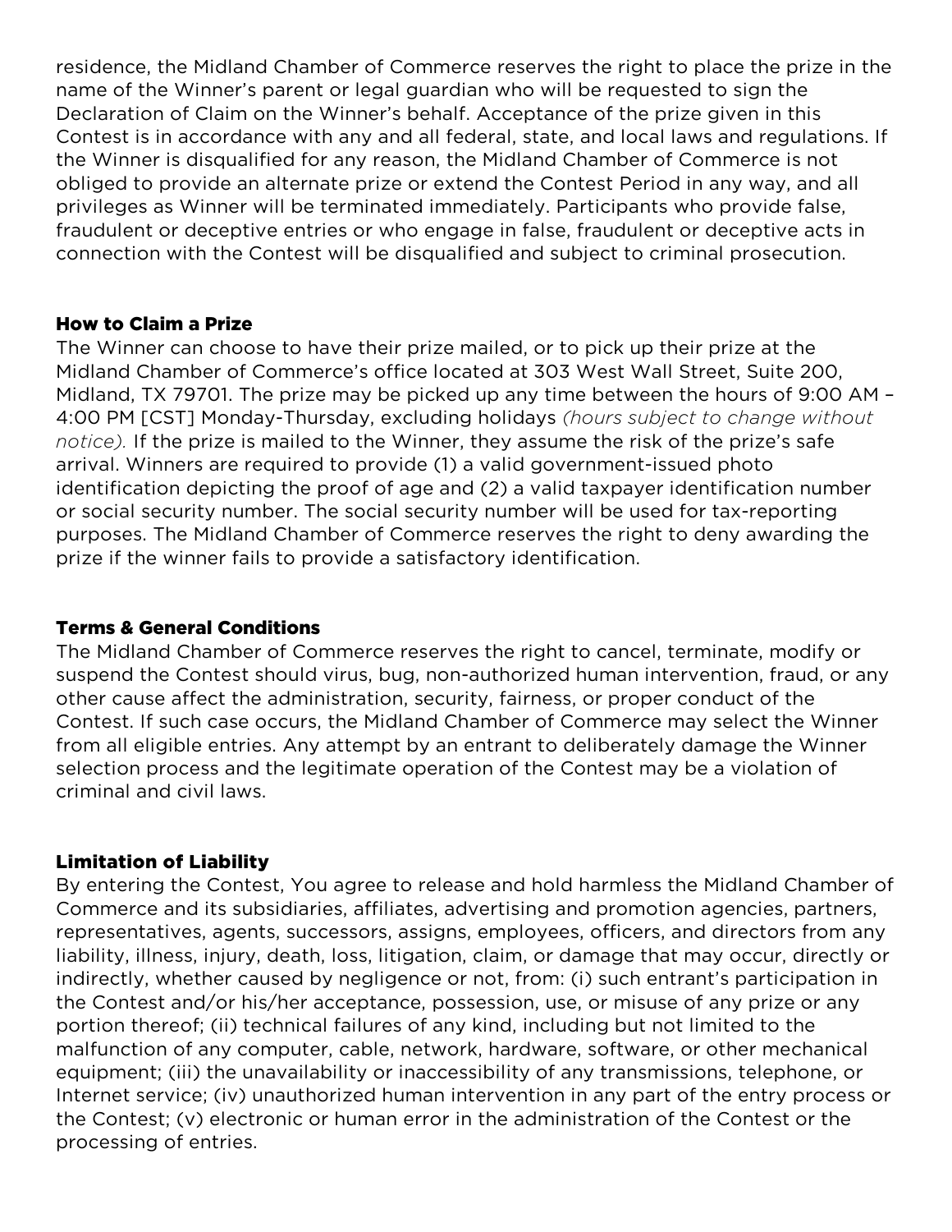residence, the Midland Chamber of Commerce reserves the right to place the prize in the name of the Winner's parent or legal guardian who will be requested to sign the Declaration of Claim on the Winner's behalf. Acceptance of the prize given in this Contest is in accordance with any and all federal, state, and local laws and regulations. If the Winner is disqualified for any reason, the Midland Chamber of Commerce is not obliged to provide an alternate prize or extend the Contest Period in any way, and all privileges as Winner will be terminated immediately. Participants who provide false, fraudulent or deceptive entries or who engage in false, fraudulent or deceptive acts in connection with the Contest will be disqualified and subject to criminal prosecution.

### How to Claim a Prize

The Winner can choose to have their prize mailed, or to pick up their prize at the Midland Chamber of Commerce's office located at 303 West Wall Street, Suite 200, Midland, TX 79701. The prize may be picked up any time between the hours of 9:00 AM – 4:00 PM [CST] Monday-Thursday, excluding holidays *(hours subject to change without notice).* If the prize is mailed to the Winner, they assume the risk of the prize's safe arrival. Winners are required to provide (1) a valid government-issued photo identification depicting the proof of age and (2) a valid taxpayer identification number or social security number. The social security number will be used for tax-reporting purposes. The Midland Chamber of Commerce reserves the right to deny awarding the prize if the winner fails to provide a satisfactory identification.

### Terms & General Conditions

The Midland Chamber of Commerce reserves the right to cancel, terminate, modify or suspend the Contest should virus, bug, non-authorized human intervention, fraud, or any other cause affect the administration, security, fairness, or proper conduct of the Contest. If such case occurs, the Midland Chamber of Commerce may select the Winner from all eligible entries. Any attempt by an entrant to deliberately damage the Winner selection process and the legitimate operation of the Contest may be a violation of criminal and civil laws.

### Limitation of Liability

By entering the Contest, You agree to release and hold harmless the Midland Chamber of Commerce and its subsidiaries, affiliates, advertising and promotion agencies, partners, representatives, agents, successors, assigns, employees, officers, and directors from any liability, illness, injury, death, loss, litigation, claim, or damage that may occur, directly or indirectly, whether caused by negligence or not, from: (i) such entrant's participation in the Contest and/or his/her acceptance, possession, use, or misuse of any prize or any portion thereof; (ii) technical failures of any kind, including but not limited to the malfunction of any computer, cable, network, hardware, software, or other mechanical equipment; (iii) the unavailability or inaccessibility of any transmissions, telephone, or Internet service; (iv) unauthorized human intervention in any part of the entry process or the Contest; (v) electronic or human error in the administration of the Contest or the processing of entries.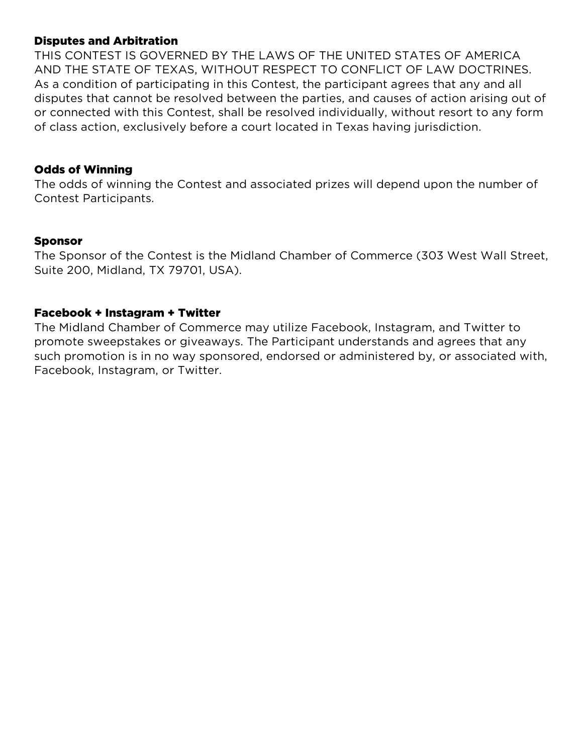### Disputes and Arbitration

THIS CONTEST IS GOVERNED BY THE LAWS OF THE UNITED STATES OF AMERICA AND THE STATE OF TEXAS, WITHOUT RESPECT TO CONFLICT OF LAW DOCTRINES. As a condition of participating in this Contest, the participant agrees that any and all disputes that cannot be resolved between the parties, and causes of action arising out of or connected with this Contest, shall be resolved individually, without resort to any form of class action, exclusively before a court located in Texas having jurisdiction.

### Odds of Winning

The odds of winning the Contest and associated prizes will depend upon the number of Contest Participants.

### Sponsor

The Sponsor of the Contest is the Midland Chamber of Commerce (303 West Wall Street, Suite 200, Midland, TX 79701, USA).

### Facebook + Instagram + Twitter

The Midland Chamber of Commerce may utilize Facebook, Instagram, and Twitter to promote sweepstakes or giveaways. The Participant understands and agrees that any such promotion is in no way sponsored, endorsed or administered by, or associated with, Facebook, Instagram, or Twitter.